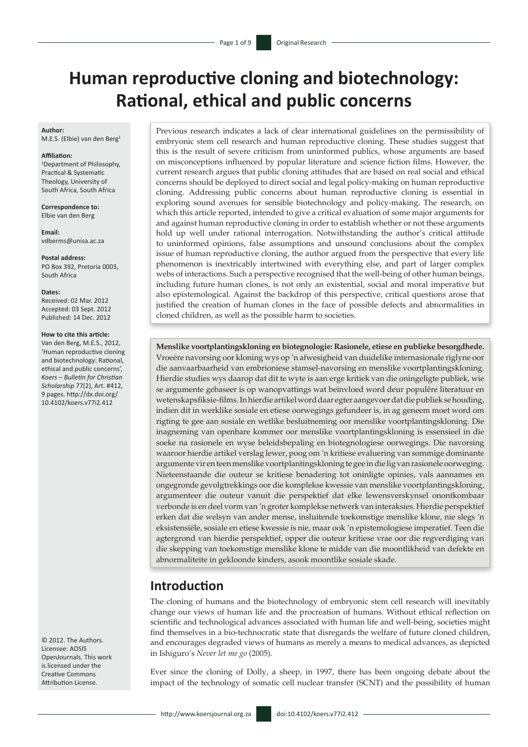# Human reproductive cloning and biotechnology: Rational, ethical and public concerns

**Author:**
M.E.S. (Elbie) van den Berg[1]

**Affiliation:**
[1]Department of Philosophy, Practical & Systematic Theology, University of South Africa, South Africa

**Correspondence to:**
Elbie van den Berg

**Email:**
vdberms@unisa.ac.za

**Postal address:**
PO Box 392, Pretoria 0003, South Africa

**Dates:**
Received: 02 Mar. 2012
Accepted: 03 Sept. 2012
Published: 14 Dec. 2012

**How to cite this article:**
Van den Berg, M.E.S., 2012, 'Human reproductive cloning and biotechnology: Rational, ethical and public concerns', *Koers – Bulletin for Christian Scholarship* 77(2), Art. #412, 9 pages. http://dx.doi.org/10.4102/koers.v77i2.412

© 2012. The Authors. Licensee: AOSIS OpenJournals. This work is licensed under the Creative Commons Attribution License.

Previous research indicates a lack of clear international guidelines on the permissibility of embryonic stem cell research and human reproductive cloning. These studies suggest that this is the result of severe criticism from uninformed publics, whose arguments are based on misconceptions influenced by popular literature and science fiction films. However, the current research argues that public cloning attitudes that are based on real social and ethical concerns should be deployed to direct social and legal policy-making on human reproductive cloning. Addressing public concerns about human reproductive cloning is essential in exploring sound avenues for sensible biotechnology and policy-making. The research, on which this article reported, intended to give a critical evaluation of some major arguments for and against human reproductive cloning in order to establish whether or not these arguments hold up well under rational interrogation. Notwithstanding the author's critical attitude to uninformed opinions, false assumptions and unsound conclusions about the complex issue of human reproductive cloning, the author argued from the perspective that every life phenomenon is inextricably intertwined with everything else, and part of larger complex webs of interactions. Such a perspective recognised that the well-being of other human beings, including future human clones, is not only an existential, social and moral imperative but also epistemological. Against the backdrop of this perspective, critical questions arose that justified the creation of human clones in the face of possible defects and abnormalities in cloned children, as well as the possible harm to societies.

**Menslike voortplantingskloning en biotegnologie: Rasionele, etiese en publieke besorgdhede.** Vroeëre navorsing oor kloning wys op 'n afwesigheid van duidelike internasionale riglyne oor die aanvaarbaarheid van embrioniese stamsel-navorsing en menslike voortplantingskloning. Hierdie studies wys daarop dat dit te wyte is aan erge kritiek van die oningeligte publiek, wie se argumente gebaseer is op wanopvattings wat beïnvloed word deur populêre literatuur en wetenskapsfiksie-films. In hierdie artikel word daar egter aangevoer dat die publiek se houding, indien dit in werklike sosiale en etiese oorwegings gefundeer is, in ag geneem moet word om rigting te gee aan sosiale en wetlike besluitneming oor menslike voortplantingskloning. Die inagneming van openbare kommer oor menslike voortplantingskloning is essensieel in die soeke na rasionele en wyse beleidsbepaling en biotegnologiese oorwegings. Die navorsing waaroor hierdie artikel verslag lewer, poog om 'n kritiese evaluering van sommige dominante argumente vir en teen menslike voortplantingskloning te gee in die lig van rasionele oorweging. Nieteenstaande die outeur se kritiese benadering tot oninligte opinies, vals aannames en ongegronde gevolgtrekkings oor die komplekse kwessie van menslike voortplantingskloning, argumenteer die outeur vanuit die perspektief dat elke lewensverskynsel onontkombaar verbonde is en deel vorm van 'n groter komplekse netwerk van interaksies. Hierdie perspektief erken dat die welsyn van ander mense, insluitende toekomstige menslike klone, nie slegs 'n eksistensiële, sosiale en etiese kwessie is nie, maar ook 'n epistemologiese imperatief. Teen die agtergrond van hierdie perspektief, opper die outeur kritiese vrae oor die regverdiging van die skepping van toekomstige menslike klone te midde van die moontlikheid van defekte en abnormaliteite in gekloonde kinders, asook moontlike sosiale skade.

## Introduction

The cloning of humans and the biotechnology of embryonic stem cell research will inevitably change our views of human life and the procreation of humans. Without ethical reflection on scientific and technological advances associated with human life and well-being, societies might find themselves in a bio-technocratic state that disregards the welfare of future cloned children, and encourages degraded views of humans as merely a means to medical advances, as depicted in Ishiguro's *Never let me go* (2005).

Ever since the cloning of Dolly, a sheep, in 1997, there has been ongoing debate about the impact of the technology of somatic cell nuclear transfer (SCNT) and the possibility of human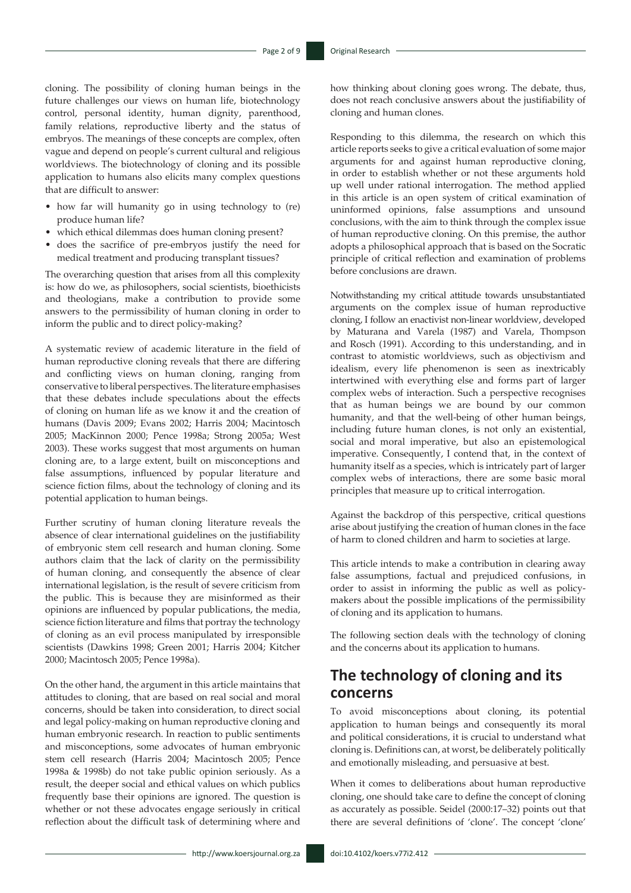cloning. The possibility of cloning human beings in the future challenges our views on human life, biotechnology control, personal identity, human dignity, parenthood, family relations, reproductive liberty and the status of embryos. The meanings of these concepts are complex, often vague and depend on people's current cultural and religious worldviews. The biotechnology of cloning and its possible application to humans also elicits many complex questions that are difficult to answer:

- how far will humanity go in using technology to (re) produce human life?
- which ethical dilemmas does human cloning present?
- does the sacrifice of pre-embryos justify the need for medical treatment and producing transplant tissues?

The overarching question that arises from all this complexity is: how do we, as philosophers, social scientists, bioethicists and theologians, make a contribution to provide some answers to the permissibility of human cloning in order to inform the public and to direct policy-making?

A systematic review of academic literature in the field of human reproductive cloning reveals that there are differing and conflicting views on human cloning, ranging from conservative to liberal perspectives. The literature emphasises that these debates include speculations about the effects of cloning on human life as we know it and the creation of humans (Davis 2009; Evans 2002; Harris 2004; Macintosch 2005; MacKinnon 2000; Pence 1998a; Strong 2005a; West 2003). These works suggest that most arguments on human cloning are, to a large extent, built on misconceptions and false assumptions, influenced by popular literature and science fiction films, about the technology of cloning and its potential application to human beings.

Further scrutiny of human cloning literature reveals the absence of clear international guidelines on the justifiability of embryonic stem cell research and human cloning. Some authors claim that the lack of clarity on the permissibility of human cloning, and consequently the absence of clear international legislation, is the result of severe criticism from the public. This is because they are misinformed as their opinions are influenced by popular publications, the media, science fiction literature and films that portray the technology of cloning as an evil process manipulated by irresponsible scientists (Dawkins 1998; Green 2001; Harris 2004; Kitcher 2000; Macintosch 2005; Pence 1998a).

On the other hand, the argument in this article maintains that attitudes to cloning, that are based on real social and moral concerns, should be taken into consideration, to direct social and legal policy-making on human reproductive cloning and human embryonic research. In reaction to public sentiments and misconceptions, some advocates of human embryonic stem cell research (Harris 2004; Macintosch 2005; Pence 1998a & 1998b) do not take public opinion seriously. As a result, the deeper social and ethical values on which publics frequently base their opinions are ignored. The question is whether or not these advocates engage seriously in critical reflection about the difficult task of determining where and how thinking about cloning goes wrong. The debate, thus, does not reach conclusive answers about the justifiability of cloning and human clones.

Responding to this dilemma, the research on which this article reports seeks to give a critical evaluation of some major arguments for and against human reproductive cloning, in order to establish whether or not these arguments hold up well under rational interrogation. The method applied in this article is an open system of critical examination of uninformed opinions, false assumptions and unsound conclusions, with the aim to think through the complex issue of human reproductive cloning. On this premise, the author adopts a philosophical approach that is based on the Socratic principle of critical reflection and examination of problems before conclusions are drawn.

Notwithstanding my critical attitude towards unsubstantiated arguments on the complex issue of human reproductive cloning, I follow an enactivist non-linear worldview, developed by Maturana and Varela (1987) and Varela, Thompson and Rosch (1991). According to this understanding, and in contrast to atomistic worldviews, such as objectivism and idealism, every life phenomenon is seen as inextricably intertwined with everything else and forms part of larger complex webs of interaction. Such a perspective recognises that as human beings we are bound by our common humanity, and that the well-being of other human beings, including future human clones, is not only an existential, social and moral imperative, but also an epistemological imperative. Consequently, I contend that, in the context of humanity itself as a species, which is intricately part of larger complex webs of interactions, there are some basic moral principles that measure up to critical interrogation.

Against the backdrop of this perspective, critical questions arise about justifying the creation of human clones in the face of harm to cloned children and harm to societies at large.

This article intends to make a contribution in clearing away false assumptions, factual and prejudiced confusions, in order to assist in informing the public as well as policy-makers about the possible implications of the permissibility of cloning and its application to humans.

The following section deals with the technology of cloning and the concerns about its application to humans.

## The technology of cloning and its concerns

To avoid misconceptions about cloning, its potential application to human beings and consequently its moral and political considerations, it is crucial to understand what cloning is. Definitions can, at worst, be deliberately politically and emotionally misleading, and persuasive at best.

When it comes to deliberations about human reproductive cloning, one should take care to define the concept of cloning as accurately as possible. Seidel (2000:17–32) points out that there are several definitions of 'clone'. The concept 'clone'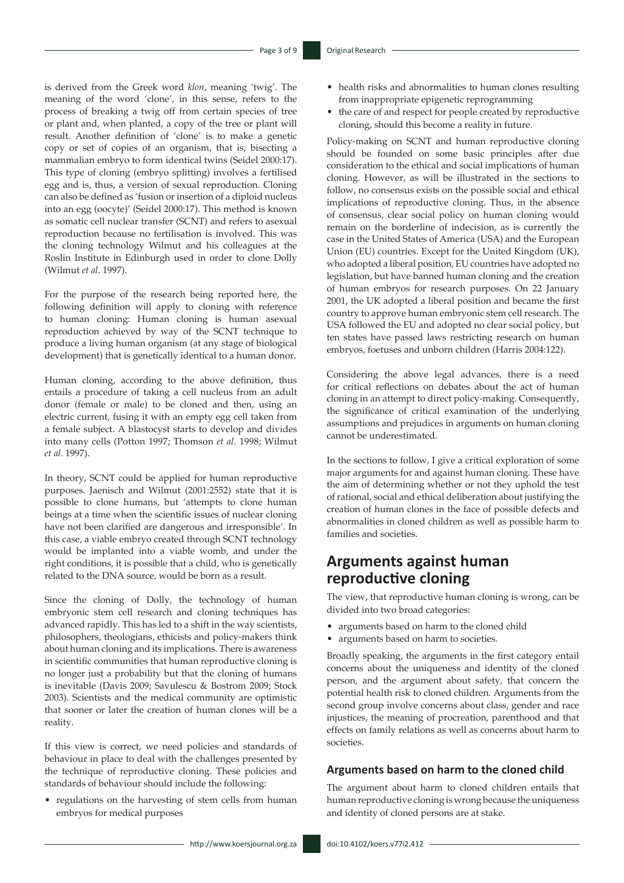is derived from the Greek word *klon*, meaning 'twig'. The meaning of the word 'clone', in this sense, refers to the process of breaking a twig off from certain species of tree or plant and, when planted, a copy of the tree or plant will result. Another definition of 'clone' is to make a genetic copy or set of copies of an organism, that is, bisecting a mammalian embryo to form identical twins (Seidel 2000:17). This type of cloning (embryo splitting) involves a fertilised egg and is, thus, a version of sexual reproduction. Cloning can also be defined as 'fusion or insertion of a diploid nucleus into an egg (oocyte)' (Seidel 2000:17). This method is known as somatic cell nuclear transfer (SCNT) and refers to asexual reproduction because no fertilisation is involved. This was the cloning technology Wilmut and his colleagues at the Roslin Institute in Edinburgh used in order to clone Dolly (Wilmut *et al*. 1997).

For the purpose of the research being reported here, the following definition will apply to cloning with reference to human cloning: Human cloning is human asexual reproduction achieved by way of the SCNT technique to produce a living human organism (at any stage of biological development) that is genetically identical to a human donor.

Human cloning, according to the above definition, thus entails a procedure of taking a cell nucleus from an adult donor (female or male) to be cloned and then, using an electric current, fusing it with an empty egg cell taken from a female subject. A blastocyst starts to develop and divides into many cells (Potton 1997; Thomson *et al*. 1998; Wilmut *et al*. 1997).

In theory, SCNT could be applied for human reproductive purposes. Jaenisch and Wilmut (2001:2552) state that it is possible to clone humans, but 'attempts to clone human beings at a time when the scientific issues of nuclear cloning have not been clarified are dangerous and irresponsible'. In this case, a viable embryo created through SCNT technology would be implanted into a viable womb, and under the right conditions, it is possible that a child, who is genetically related to the DNA source, would be born as a result.

Since the cloning of Dolly, the technology of human embryonic stem cell research and cloning techniques has advanced rapidly. This has led to a shift in the way scientists, philosophers, theologians, ethicists and policy-makers think about human cloning and its implications. There is awareness in scientific communities that human reproductive cloning is no longer just a probability but that the cloning of humans is inevitable (Davis 2009; Savulescu & Bostrom 2009; Stock 2003). Scientists and the medical community are optimistic that sooner or later the creation of human clones will be a reality.

If this view is correct, we need policies and standards of behaviour in place to deal with the challenges presented by the technique of reproductive cloning. These policies and standards of behaviour should include the following:

- regulations on the harvesting of stem cells from human embryos for medical purposes
- health risks and abnormalities to human clones resulting from inappropriate epigenetic reprogramming
- the care of and respect for people created by reproductive cloning, should this become a reality in future.

Policy-making on SCNT and human reproductive cloning should be founded on some basic principles after due consideration to the ethical and social implications of human cloning. However, as will be illustrated in the sections to follow, no consensus exists on the possible social and ethical implications of reproductive cloning. Thus, in the absence of consensus, clear social policy on human cloning would remain on the borderline of indecision, as is currently the case in the United States of America (USA) and the European Union (EU) countries. Except for the United Kingdom (UK), who adopted a liberal position, EU countries have adopted no legislation, but have banned human cloning and the creation of human embryos for research purposes. On 22 January 2001, the UK adopted a liberal position and became the first country to approve human embryonic stem cell research. The USA followed the EU and adopted no clear social policy, but ten states have passed laws restricting research on human embryos, foetuses and unborn children (Harris 2004:122).

Considering the above legal advances, there is a need for critical reflections on debates about the act of human cloning in an attempt to direct policy-making. Consequently, the significance of critical examination of the underlying assumptions and prejudices in arguments on human cloning cannot be underestimated.

In the sections to follow, I give a critical exploration of some major arguments for and against human cloning. These have the aim of determining whether or not they uphold the test of rational, social and ethical deliberation about justifying the creation of human clones in the face of possible defects and abnormalities in cloned children as well as possible harm to families and societies.

## Arguments against human reproductive cloning

The view, that reproductive human cloning is wrong, can be divided into two broad categories:

- arguments based on harm to the cloned child
- arguments based on harm to societies.

Broadly speaking, the arguments in the first category entail concerns about the uniqueness and identity of the cloned person, and the argument about safety, that concern the potential health risk to cloned children. Arguments from the second group involve concerns about class, gender and race injustices, the meaning of procreation, parenthood and that effects on family relations as well as concerns about harm to societies.

### Arguments based on harm to the cloned child

The argument about harm to cloned children entails that human reproductive cloning is wrong because the uniqueness and identity of cloned persons are at stake.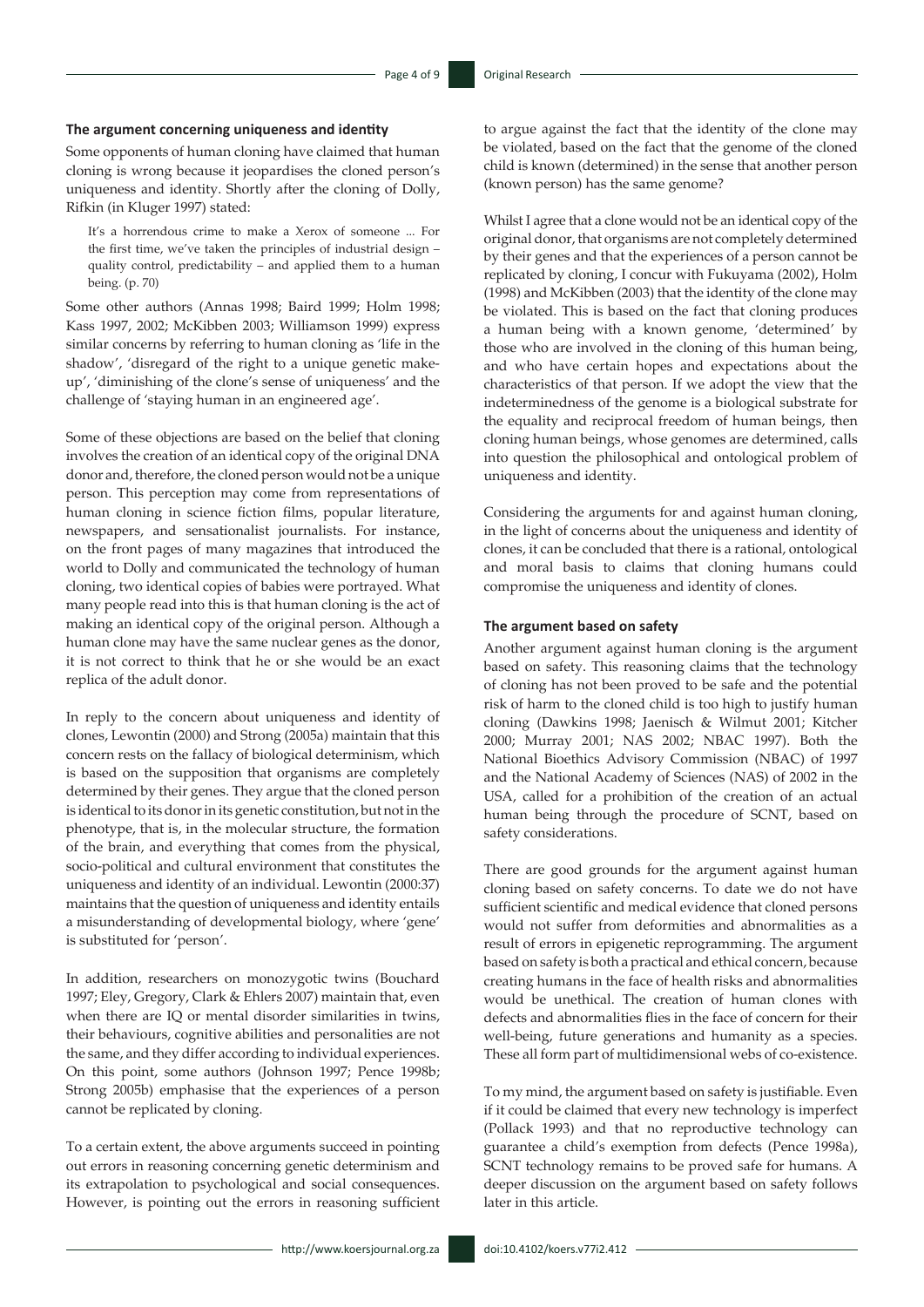### The argument concerning uniqueness and identity

Some opponents of human cloning have claimed that human cloning is wrong because it jeopardises the cloned person's uniqueness and identity. Shortly after the cloning of Dolly, Rifkin (in Kluger 1997) stated:

> It's a horrendous crime to make a Xerox of someone ... For the first time, we've taken the principles of industrial design – quality control, predictability – and applied them to a human being. (p. 70)

Some other authors (Annas 1998; Baird 1999; Holm 1998; Kass 1997, 2002; McKibben 2003; Williamson 1999) express similar concerns by referring to human cloning as 'life in the shadow', 'disregard of the right to a unique genetic make-up', 'diminishing of the clone's sense of uniqueness' and the challenge of 'staying human in an engineered age'.

Some of these objections are based on the belief that cloning involves the creation of an identical copy of the original DNA donor and, therefore, the cloned person would not be a unique person. This perception may come from representations of human cloning in science fiction films, popular literature, newspapers, and sensationalist journalists. For instance, on the front pages of many magazines that introduced the world to Dolly and communicated the technology of human cloning, two identical copies of babies were portrayed. What many people read into this is that human cloning is the act of making an identical copy of the original person. Although a human clone may have the same nuclear genes as the donor, it is not correct to think that he or she would be an exact replica of the adult donor.

In reply to the concern about uniqueness and identity of clones, Lewontin (2000) and Strong (2005a) maintain that this concern rests on the fallacy of biological determinism, which is based on the supposition that organisms are completely determined by their genes. They argue that the cloned person is identical to its donor in its genetic constitution, but not in the phenotype, that is, in the molecular structure, the formation of the brain, and everything that comes from the physical, socio-political and cultural environment that constitutes the uniqueness and identity of an individual. Lewontin (2000:37) maintains that the question of uniqueness and identity entails a misunderstanding of developmental biology, where 'gene' is substituted for 'person'.

In addition, researchers on monozygotic twins (Bouchard 1997; Eley, Gregory, Clark & Ehlers 2007) maintain that, even when there are IQ or mental disorder similarities in twins, their behaviours, cognitive abilities and personalities are not the same, and they differ according to individual experiences. On this point, some authors (Johnson 1997; Pence 1998b; Strong 2005b) emphasise that the experiences of a person cannot be replicated by cloning.

To a certain extent, the above arguments succeed in pointing out errors in reasoning concerning genetic determinism and its extrapolation to psychological and social consequences. However, is pointing out the errors in reasoning sufficient to argue against the fact that the identity of the clone may be violated, based on the fact that the genome of the cloned child is known (determined) in the sense that another person (known person) has the same genome?

Whilst I agree that a clone would not be an identical copy of the original donor, that organisms are not completely determined by their genes and that the experiences of a person cannot be replicated by cloning, I concur with Fukuyama (2002), Holm (1998) and McKibben (2003) that the identity of the clone may be violated. This is based on the fact that cloning produces a human being with a known genome, 'determined' by those who are involved in the cloning of this human being, and who have certain hopes and expectations about the characteristics of that person. If we adopt the view that the indeterminedness of the genome is a biological substrate for the equality and reciprocal freedom of human beings, then cloning human beings, whose genomes are determined, calls into question the philosophical and ontological problem of uniqueness and identity.

Considering the arguments for and against human cloning, in the light of concerns about the uniqueness and identity of clones, it can be concluded that there is a rational, ontological and moral basis to claims that cloning humans could compromise the uniqueness and identity of clones.

### The argument based on safety

Another argument against human cloning is the argument based on safety. This reasoning claims that the technology of cloning has not been proved to be safe and the potential risk of harm to the cloned child is too high to justify human cloning (Dawkins 1998; Jaenisch & Wilmut 2001; Kitcher 2000; Murray 2001; NAS 2002; NBAC 1997). Both the National Bioethics Advisory Commission (NBAC) of 1997 and the National Academy of Sciences (NAS) of 2002 in the USA, called for a prohibition of the creation of an actual human being through the procedure of SCNT, based on safety considerations.

There are good grounds for the argument against human cloning based on safety concerns. To date we do not have sufficient scientific and medical evidence that cloned persons would not suffer from deformities and abnormalities as a result of errors in epigenetic reprogramming. The argument based on safety is both a practical and ethical concern, because creating humans in the face of health risks and abnormalities would be unethical. The creation of human clones with defects and abnormalities flies in the face of concern for their well-being, future generations and humanity as a species. These all form part of multidimensional webs of co-existence.

To my mind, the argument based on safety is justifiable. Even if it could be claimed that every new technology is imperfect (Pollack 1993) and that no reproductive technology can guarantee a child's exemption from defects (Pence 1998a), SCNT technology remains to be proved safe for humans. A deeper discussion on the argument based on safety follows later in this article.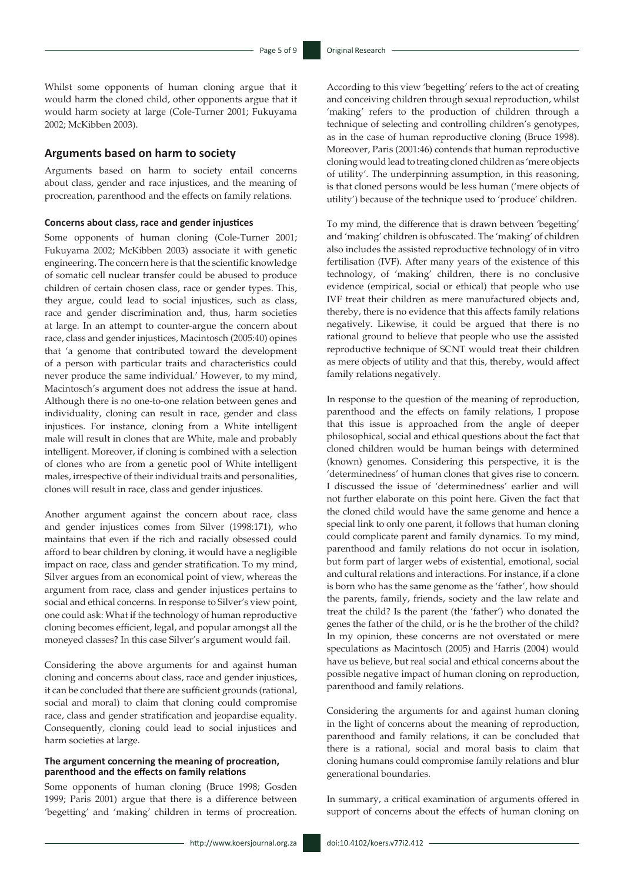Whilst some opponents of human cloning argue that it would harm the cloned child, other opponents argue that it would harm society at large (Cole-Turner 2001; Fukuyama 2002; McKibben 2003).

## Arguments based on harm to society

Arguments based on harm to society entail concerns about class, gender and race injustices, and the meaning of procreation, parenthood and the effects on family relations.

### Concerns about class, race and gender injustices

Some opponents of human cloning (Cole-Turner 2001; Fukuyama 2002; McKibben 2003) associate it with genetic engineering. The concern here is that the scientific knowledge of somatic cell nuclear transfer could be abused to produce children of certain chosen class, race or gender types. This, they argue, could lead to social injustices, such as class, race and gender discrimination and, thus, harm societies at large. In an attempt to counter-argue the concern about race, class and gender injustices, Macintosch (2005:40) opines that 'a genome that contributed toward the development of a person with particular traits and characteristics could never produce the same individual.' However, to my mind, Macintosch's argument does not address the issue at hand. Although there is no one-to-one relation between genes and individuality, cloning can result in race, gender and class injustices. For instance, cloning from a White intelligent male will result in clones that are White, male and probably intelligent. Moreover, if cloning is combined with a selection of clones who are from a genetic pool of White intelligent males, irrespective of their individual traits and personalities, clones will result in race, class and gender injustices.

Another argument against the concern about race, class and gender injustices comes from Silver (1998:171), who maintains that even if the rich and racially obsessed could afford to bear children by cloning, it would have a negligible impact on race, class and gender stratification. To my mind, Silver argues from an economical point of view, whereas the argument from race, class and gender injustices pertains to social and ethical concerns. In response to Silver's view point, one could ask: What if the technology of human reproductive cloning becomes efficient, legal, and popular amongst all the moneyed classes? In this case Silver's argument would fail.

Considering the above arguments for and against human cloning and concerns about class, race and gender injustices, it can be concluded that there are sufficient grounds (rational, social and moral) to claim that cloning could compromise race, class and gender stratification and jeopardise equality. Consequently, cloning could lead to social injustices and harm societies at large.

### The argument concerning the meaning of procreation, parenthood and the effects on family relations

Some opponents of human cloning (Bruce 1998; Gosden 1999; Paris 2001) argue that there is a difference between 'begetting' and 'making' children in terms of procreation. According to this view 'begetting' refers to the act of creating and conceiving children through sexual reproduction, whilst 'making' refers to the production of children through a technique of selecting and controlling children's genotypes, as in the case of human reproductive cloning (Bruce 1998). Moreover, Paris (2001:46) contends that human reproductive cloning would lead to treating cloned children as 'mere objects of utility'. The underpinning assumption, in this reasoning, is that cloned persons would be less human ('mere objects of utility') because of the technique used to 'produce' children.

To my mind, the difference that is drawn between 'begetting' and 'making' children is obfuscated. The 'making' of children also includes the assisted reproductive technology of in vitro fertilisation (IVF). After many years of the existence of this technology, of 'making' children, there is no conclusive evidence (empirical, social or ethical) that people who use IVF treat their children as mere manufactured objects and, thereby, there is no evidence that this affects family relations negatively. Likewise, it could be argued that there is no rational ground to believe that people who use the assisted reproductive technique of SCNT would treat their children as mere objects of utility and that this, thereby, would affect family relations negatively.

In response to the question of the meaning of reproduction, parenthood and the effects on family relations, I propose that this issue is approached from the angle of deeper philosophical, social and ethical questions about the fact that cloned children would be human beings with determined (known) genomes. Considering this perspective, it is the 'determinedness' of human clones that gives rise to concern. I discussed the issue of 'determinedness' earlier and will not further elaborate on this point here. Given the fact that the cloned child would have the same genome and hence a special link to only one parent, it follows that human cloning could complicate parent and family dynamics. To my mind, parenthood and family relations do not occur in isolation, but form part of larger webs of existential, emotional, social and cultural relations and interactions. For instance, if a clone is born who has the same genome as the 'father', how should the parents, family, friends, society and the law relate and treat the child? Is the parent (the 'father') who donated the genes the father of the child, or is he the brother of the child? In my opinion, these concerns are not overstated or mere speculations as Macintosch (2005) and Harris (2004) would have us believe, but real social and ethical concerns about the possible negative impact of human cloning on reproduction, parenthood and family relations.

Considering the arguments for and against human cloning in the light of concerns about the meaning of reproduction, parenthood and family relations, it can be concluded that there is a rational, social and moral basis to claim that cloning humans could compromise family relations and blur generational boundaries.

In summary, a critical examination of arguments offered in support of concerns about the effects of human cloning on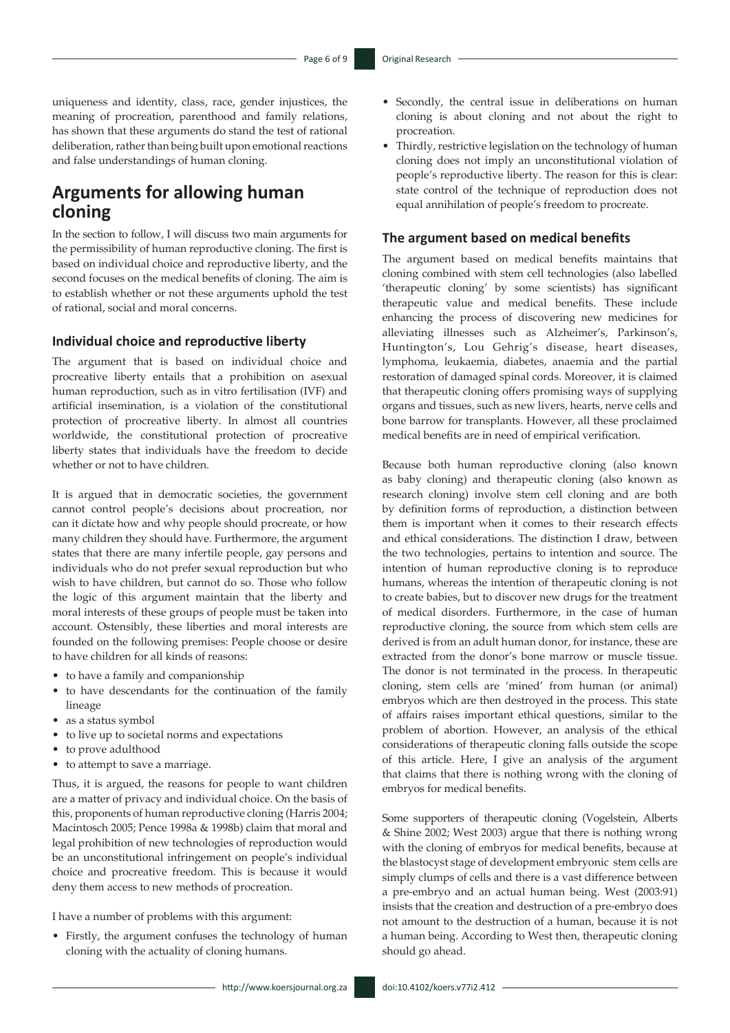uniqueness and identity, class, race, gender injustices, the meaning of procreation, parenthood and family relations, has shown that these arguments do stand the test of rational deliberation, rather than being built upon emotional reactions and false understandings of human cloning.

## Arguments for allowing human cloning

In the section to follow, I will discuss two main arguments for the permissibility of human reproductive cloning. The first is based on individual choice and reproductive liberty, and the second focuses on the medical benefits of cloning. The aim is to establish whether or not these arguments uphold the test of rational, social and moral concerns.

### Individual choice and reproductive liberty

The argument that is based on individual choice and procreative liberty entails that a prohibition on asexual human reproduction, such as in vitro fertilisation (IVF) and artificial insemination, is a violation of the constitutional protection of procreative liberty. In almost all countries worldwide, the constitutional protection of procreative liberty states that individuals have the freedom to decide whether or not to have children.

It is argued that in democratic societies, the government cannot control people's decisions about procreation, nor can it dictate how and why people should procreate, or how many children they should have. Furthermore, the argument states that there are many infertile people, gay persons and individuals who do not prefer sexual reproduction but who wish to have children, but cannot do so. Those who follow the logic of this argument maintain that the liberty and moral interests of these groups of people must be taken into account. Ostensibly, these liberties and moral interests are founded on the following premises: People choose or desire to have children for all kinds of reasons:

- to have a family and companionship
- to have descendants for the continuation of the family lineage
- as a status symbol
- to live up to societal norms and expectations
- to prove adulthood
- to attempt to save a marriage.

Thus, it is argued, the reasons for people to want children are a matter of privacy and individual choice. On the basis of this, proponents of human reproductive cloning (Harris 2004; Macintosch 2005; Pence 1998a & 1998b) claim that moral and legal prohibition of new technologies of reproduction would be an unconstitutional infringement on people's individual choice and procreative freedom. This is because it would deny them access to new methods of procreation.

I have a number of problems with this argument:

- Firstly, the argument confuses the technology of human cloning with the actuality of cloning humans.
- Secondly, the central issue in deliberations on human cloning is about cloning and not about the right to procreation.
- Thirdly, restrictive legislation on the technology of human cloning does not imply an unconstitutional violation of people's reproductive liberty. The reason for this is clear: state control of the technique of reproduction does not equal annihilation of people's freedom to procreate.

### The argument based on medical benefits

The argument based on medical benefits maintains that cloning combined with stem cell technologies (also labelled 'therapeutic cloning' by some scientists) has significant therapeutic value and medical benefits. These include enhancing the process of discovering new medicines for alleviating illnesses such as Alzheimer's, Parkinson's, Huntington's, Lou Gehrig's disease, heart diseases, lymphoma, leukaemia, diabetes, anaemia and the partial restoration of damaged spinal cords. Moreover, it is claimed that therapeutic cloning offers promising ways of supplying organs and tissues, such as new livers, hearts, nerve cells and bone barrow for transplants. However, all these proclaimed medical benefits are in need of empirical verification.

Because both human reproductive cloning (also known as baby cloning) and therapeutic cloning (also known as research cloning) involve stem cell cloning and are both by definition forms of reproduction, a distinction between them is important when it comes to their research effects and ethical considerations. The distinction I draw, between the two technologies, pertains to intention and source. The intention of human reproductive cloning is to reproduce humans, whereas the intention of therapeutic cloning is not to create babies, but to discover new drugs for the treatment of medical disorders. Furthermore, in the case of human reproductive cloning, the source from which stem cells are derived is from an adult human donor, for instance, these are extracted from the donor's bone marrow or muscle tissue. The donor is not terminated in the process. In therapeutic cloning, stem cells are 'mined' from human (or animal) embryos which are then destroyed in the process. This state of affairs raises important ethical questions, similar to the problem of abortion. However, an analysis of the ethical considerations of therapeutic cloning falls outside the scope of this article. Here, I give an analysis of the argument that claims that there is nothing wrong with the cloning of embryos for medical benefits.

Some supporters of therapeutic cloning (Vogelstein, Alberts & Shine 2002; West 2003) argue that there is nothing wrong with the cloning of embryos for medical benefits, because at the blastocyst stage of development embryonic stem cells are simply clumps of cells and there is a vast difference between a pre-embryo and an actual human being. West (2003:91) insists that the creation and destruction of a pre-embryo does not amount to the destruction of a human, because it is not a human being. According to West then, therapeutic cloning should go ahead.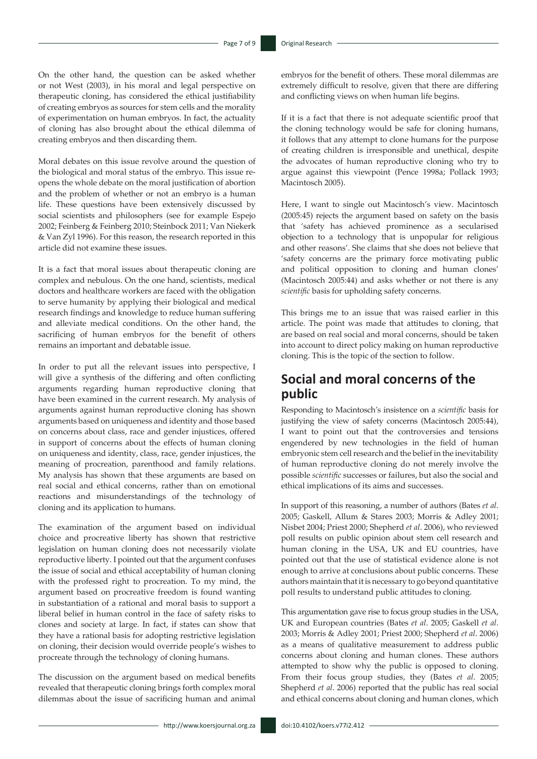On the other hand, the question can be asked whether or not West (2003), in his moral and legal perspective on therapeutic cloning, has considered the ethical justifiability of creating embryos as sources for stem cells and the morality of experimentation on human embryos. In fact, the actuality of cloning has also brought about the ethical dilemma of creating embryos and then discarding them.

Moral debates on this issue revolve around the question of the biological and moral status of the embryo. This issue re-opens the whole debate on the moral justification of abortion and the problem of whether or not an embryo is a human life. These questions have been extensively discussed by social scientists and philosophers (see for example Espejo 2002; Feinberg & Feinberg 2010; Steinbock 2011; Van Niekerk & Van Zyl 1996). For this reason, the research reported in this article did not examine these issues.

It is a fact that moral issues about therapeutic cloning are complex and nebulous. On the one hand, scientists, medical doctors and healthcare workers are faced with the obligation to serve humanity by applying their biological and medical research findings and knowledge to reduce human suffering and alleviate medical conditions. On the other hand, the sacrificing of human embryos for the benefit of others remains an important and debatable issue.

In order to put all the relevant issues into perspective, I will give a synthesis of the differing and often conflicting arguments regarding human reproductive cloning that have been examined in the current research. My analysis of arguments against human reproductive cloning has shown arguments based on uniqueness and identity and those based on concerns about class, race and gender injustices, offered in support of concerns about the effects of human cloning on uniqueness and identity, class, race, gender injustices, the meaning of procreation, parenthood and family relations. My analysis has shown that these arguments are based on real social and ethical concerns, rather than on emotional reactions and misunderstandings of the technology of cloning and its application to humans.

The examination of the argument based on individual choice and procreative liberty has shown that restrictive legislation on human cloning does not necessarily violate reproductive liberty. I pointed out that the argument confuses the issue of social and ethical acceptability of human cloning with the professed right to procreation. To my mind, the argument based on procreative freedom is found wanting in substantiation of a rational and moral basis to support a liberal belief in human control in the face of safety risks to clones and society at large. In fact, if states can show that they have a rational basis for adopting restrictive legislation on cloning, their decision would override people's wishes to procreate through the technology of cloning humans.

The discussion on the argument based on medical benefits revealed that therapeutic cloning brings forth complex moral dilemmas about the issue of sacrificing human and animal embryos for the benefit of others. These moral dilemmas are extremely difficult to resolve, given that there are differing and conflicting views on when human life begins.

If it is a fact that there is not adequate scientific proof that the cloning technology would be safe for cloning humans, it follows that any attempt to clone humans for the purpose of creating children is irresponsible and unethical, despite the advocates of human reproductive cloning who try to argue against this viewpoint (Pence 1998a; Pollack 1993; Macintosch 2005).

Here, I want to single out Macintosch's view. Macintosch (2005:45) rejects the argument based on safety on the basis that 'safety has achieved prominence as a secularised objection to a technology that is unpopular for religious and other reasons'. She claims that she does not believe that 'safety concerns are the primary force motivating public and political opposition to cloning and human clones' (Macintosch 2005:44) and asks whether or not there is any *scientific* basis for upholding safety concerns.

This brings me to an issue that was raised earlier in this article. The point was made that attitudes to cloning, that are based on real social and moral concerns, should be taken into account to direct policy making on human reproductive cloning. This is the topic of the section to follow.

## Social and moral concerns of the public

Responding to Macintosch's insistence on a *scientific* basis for justifying the view of safety concerns (Macintosch 2005:44), I want to point out that the controversies and tensions engendered by new technologies in the field of human embryonic stem cell research and the belief in the inevitability of human reproductive cloning do not merely involve the possible *scientific* successes or failures, but also the social and ethical implications of its aims and successes.

In support of this reasoning, a number of authors (Bates *et al*. 2005; Gaskell, Allum & Stares 2003; Morris & Adley 2001; Nisbet 2004; Priest 2000; Shepherd *et al*. 2006), who reviewed poll results on public opinion about stem cell research and human cloning in the USA, UK and EU countries, have pointed out that the use of statistical evidence alone is not enough to arrive at conclusions about public concerns. These authors maintain that it is necessary to go beyond quantitative poll results to understand public attitudes to cloning.

This argumentation gave rise to focus group studies in the USA, UK and European countries (Bates *et al*. 2005; Gaskell *et al*. 2003; Morris & Adley 2001; Priest 2000; Shepherd *et al*. 2006) as a means of qualitative measurement to address public concerns about cloning and human clones. These authors attempted to show why the public is opposed to cloning. From their focus group studies, they (Bates *et al*. 2005; Shepherd *et al*. 2006) reported that the public has real social and ethical concerns about cloning and human clones, which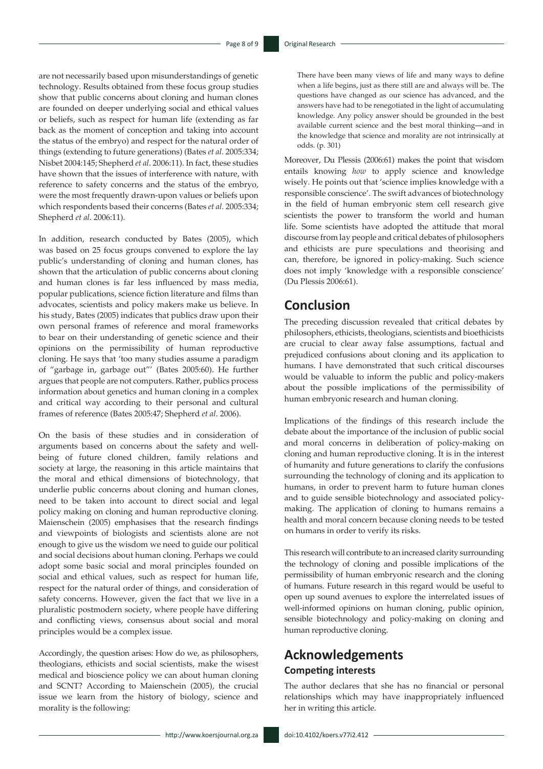are not necessarily based upon misunderstandings of genetic technology. Results obtained from these focus group studies show that public concerns about cloning and human clones are founded on deeper underlying social and ethical values or beliefs, such as respect for human life (extending as far back as the moment of conception and taking into account the status of the embryo) and respect for the natural order of things (extending to future generations) (Bates *et al.* 2005:334; Nisbet 2004:145; Shepherd *et al*. 2006:11). In fact, these studies have shown that the issues of interference with nature, with reference to safety concerns and the status of the embryo, were the most frequently drawn-upon values or beliefs upon which respondents based their concerns (Bates *et al.* 2005:334; Shepherd *et al*. 2006:11).

In addition, research conducted by Bates (2005), which was based on 25 focus groups convened to explore the lay public's understanding of cloning and human clones, has shown that the articulation of public concerns about cloning and human clones is far less influenced by mass media, popular publications, science fiction literature and films than advocates, scientists and policy makers make us believe. In his study, Bates (2005) indicates that publics draw upon their own personal frames of reference and moral frameworks to bear on their understanding of genetic science and their opinions on the permissibility of human reproductive cloning. He says that 'too many studies assume a paradigm of "garbage in, garbage out"' (Bates 2005:60). He further argues that people are not computers. Rather, publics process information about genetics and human cloning in a complex and critical way according to their personal and cultural frames of reference (Bates 2005:47; Shepherd *et al*. 2006).

On the basis of these studies and in consideration of arguments based on concerns about the safety and well-being of future cloned children, family relations and society at large, the reasoning in this article maintains that the moral and ethical dimensions of biotechnology, that underlie public concerns about cloning and human clones, need to be taken into account to direct social and legal policy making on cloning and human reproductive cloning. Maienschein (2005) emphasises that the research findings and viewpoints of biologists and scientists alone are not enough to give us the wisdom we need to guide our political and social decisions about human cloning. Perhaps we could adopt some basic social and moral principles founded on social and ethical values, such as respect for human life, respect for the natural order of things, and consideration of safety concerns. However, given the fact that we live in a pluralistic postmodern society, where people have differing and conflicting views, consensus about social and moral principles would be a complex issue.

Accordingly, the question arises: How do we, as philosophers, theologians, ethicists and social scientists, make the wisest medical and bioscience policy we can about human cloning and SCNT? According to Maienschein (2005), the crucial issue we learn from the history of biology, science and morality is the following:

> There have been many views of life and many ways to define when a life begins, just as there still are and always will be. The questions have changed as our science has advanced, and the answers have had to be renegotiated in the light of accumulating knowledge. Any policy answer should be grounded in the best available current science and the best moral thinking—and in the knowledge that science and morality are not intrinsically at odds. (p. 301)

Moreover, Du Plessis (2006:61) makes the point that wisdom entails knowing *how* to apply science and knowledge wisely. He points out that 'science implies knowledge with a responsible conscience'. The swift advances of biotechnology in the field of human embryonic stem cell research give scientists the power to transform the world and human life. Some scientists have adopted the attitude that moral discourse from lay people and critical debates of philosophers and ethicists are pure speculations and theorising and can, therefore, be ignored in policy-making. Such science does not imply 'knowledge with a responsible conscience' (Du Plessis 2006:61).

## Conclusion

The preceding discussion revealed that critical debates by philosophers, ethicists, theologians, scientists and bioethicists are crucial to clear away false assumptions, factual and prejudiced confusions about cloning and its application to humans. I have demonstrated that such critical discourses would be valuable to inform the public and policy-makers about the possible implications of the permissibility of human embryonic research and human cloning.

Implications of the findings of this research include the debate about the importance of the inclusion of public social and moral concerns in deliberation of policy-making on cloning and human reproductive cloning. It is in the interest of humanity and future generations to clarify the confusions surrounding the technology of cloning and its application to humans, in order to prevent harm to future human clones and to guide sensible biotechnology and associated policy-making. The application of cloning to humans remains a health and moral concern because cloning needs to be tested on humans in order to verify its risks.

This research will contribute to an increased clarity surrounding the technology of cloning and possible implications of the permissibility of human embryonic research and the cloning of humans. Future research in this regard would be useful to open up sound avenues to explore the interrelated issues of well-informed opinions on human cloning, public opinion, sensible biotechnology and policy-making on cloning and human reproductive cloning.

## Acknowledgements

### Competing interests

The author declares that she has no financial or personal relationships which may have inappropriately influenced her in writing this article.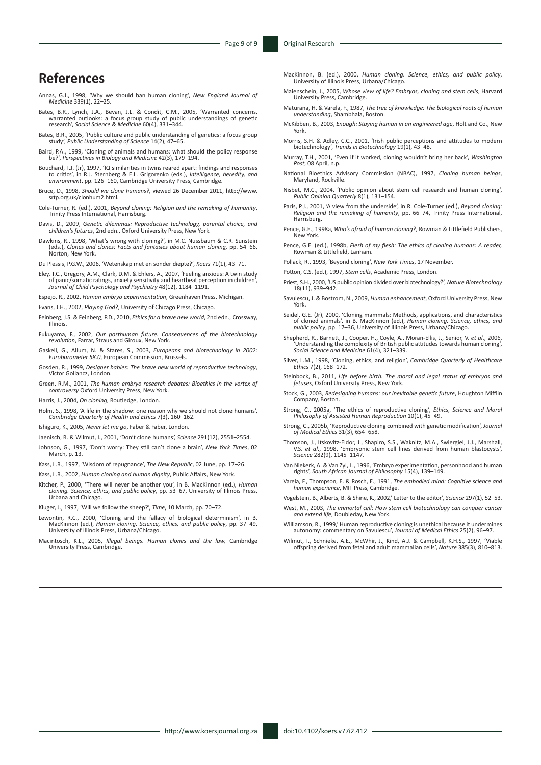# References

Annas, G.J., 1998, 'Why we should ban human cloning', *New England Journal of Medicine* 339(1), 22–25.

Bates, B.R., Lynch, J.A., Bevan, J.L. & Condit, C.M., 2005, 'Warranted concerns, warranted outlooks: a focus group study of public understandings of genetic research', *Social Science & Medicine* 60(4), 331–344.

Bates, B.R., 2005, 'Public culture and public understanding of genetics: a focus group study', *Public Understanding of Science* 14(2), 47–65.

Baird, P.A., 1999, 'Cloning of animals and humans: what should the policy response be?', *Perspectives in Biology and Medicine* 42(3), 179–194.

Bouchard, T.J. (Jr), 1997, 'IQ similarities in twins reared apart: findings and responses to critics', in R.J. Sternberg & E.L. Grigorenko (eds.), *Intelligence, heredity, and environment*, pp. 126–160, Cambridge University Press, Cambridge.

Bruce, D., 1998, *Should we clone humans?*, viewed 26 December 2011, http://www.srtp.org.uk/clonhum2.html.

Cole-Turner, R. (ed.), 2001, *Beyond cloning: Religion and the remaking of humanity*, Trinity Press International, Harrisburg.

Davis, D., 2009, *Genetic dilemmas: Reproductive technology, parental choice, and children's futures*, 2nd edn., Oxford University Press, New York.

Dawkins, R., 1998, 'What's wrong with cloning?', in M.C. Nussbaum & C.R. Sunstein (eds.), *Clones and clones: Facts and fantasies about human cloning,* pp. 54–66, Norton, New York.

Du Plessis, P.G.W., 2006, 'Wetenskap met en sonder diepte?', *Koers* 71(1), 43–71.

Eley, T.C., Gregory, A.M., Clark, D.M. & Ehlers, A., 2007, 'Feeling anxious: A twin study of panic/somatic ratings, anxiety sensitivity and heartbeat perception in children', *Journal of Child Psychology and Psychiatry* 48(12), 1184–1191.

Espejo, R., 2002, *Human embryo experimentation*, Greenhaven Press, Michigan.

Evans, J.H., 2002, *Playing God*?, University of Chicago Press, Chicago.

Feinberg, J.S. & Feinberg, P.D., 2010, *Ethics for a brave new world*, 2nd edn., Crossway, Illinois.

Fukuyama, F., 2002, *Our posthuman future. Consequences of the biotechnology revolution*, Farrar, Straus and Giroux, New York.

Gaskell, G., Allum, N. & Stares, S., 2003, *Europeans and biotechnology in 2002: Eurobarometer 58.0*, European Commission, Brussels.

Gosden, R., 1999, *Designer babies: The brave new world of reproductive technology*, Victor Gollancz, London.

Green, R.M., 2001, *The human embryo research debates: Bioethics in the vortex of controversy* Oxford University Press, New York.

Harris, J., 2004, *On cloning*, Routledge, London.

Holm, S., 1998, 'A life in the shadow: one reason why we should not clone humans', *Cambridge Quarterly of Health and Ethics* 7(3), 160–162.

Ishiguro, K., 2005, *Never let me go*, Faber & Faber, London.

Jaenisch, R. & Wilmut, I., 2001, 'Don't clone humans', *Science* 291(12), 2551–2554.

Johnson, G., 1997, 'Don't worry: They still can't clone a brain', *New York Times*, 02 March, p. 13.

Kass, L.R., 1997, 'Wisdom of repugnance', *The New Republic*, 02 June, pp. 17–26.

Kass, L.R., 2002, *Human cloning and human dignity*, Public Affairs, New York.

Kitcher, P., 2000, 'There will never be another you', in B. MacKinnon (ed.), *Human cloning. Science, ethics, and public policy*, pp. 53–67, University of Illinois Press, Urbana and Chicago.

Kluger, J., 1997, 'Will we follow the sheep?', *Time*, 10 March, pp. 70–72.

Lewontin, R.C., 2000, 'Cloning and the fallacy of biological determinism', in B. MacKinnon (ed.), *Human cloning. Science, ethics, and public policy*, pp. 37–49, University of Illinois Press, Urbana/Chicago.

Macintosch, K.L., 2005, *Illegal beings. Human clones and the law,* Cambridge University Press, Cambridge.

MacKinnon, B. (ed.), 2000, *Human cloning. Science, ethics, and public policy*, University of Illinois Press, Urbana/Chicago.

Maienschein, J., 2005, *Whose view of life? Embryos, cloning and stem cells*, Harvard University Press, Cambridge.

Maturana, H. & Varela, F., 1987, *The tree of knowledge: The biological roots of human understanding*, Shambhala, Boston.

McKibben, B., 2003, *Enough: Staying human in an engineered age*, Holt and Co., New York.

Morris, S.H. & Adley, C.C., 2001, 'Irish public perceptions and attitudes to modern biotechnology', *Trends in Biotechnology* 19(1), 43–48.

Murray, T.H., 2001, 'Even if it worked, cloning wouldn't bring her back', *Washington Post*, 08 April, n.p.

National Bioethics Advisory Commission (NBAC), 1997, *Cloning human beings*, Maryland, Rockville.

Nisbet, M.C., 2004, 'Public opinion about stem cell research and human cloning', *Public Opinion Quarterly* 8(1), 131–154.

Paris, P.J., 2001, 'A view from the underside', in R. Cole-Turner (ed.), *Beyond cloning: Religion and the remaking of humanity*, pp. 66–74, Trinity Press International, Harrisburg.

Pence, G.E., 1998a, *Who's afraid of human cloning?*, Rowman & Littlefield Publishers, New York.

Pence, G.E. (ed.), 1998b, *Flesh of my flesh: The ethics of cloning humans: A reader,* Rowman & Littlefield, Lanham.

Pollack, R., 1993, 'Beyond cloning', *New York Times*, 17 November.

Potton, C.S. (ed.), 1997, *Stem cells*, Academic Press, London.

Priest, S.H., 2000, 'US public opinion divided over biotechnology?', *Nature Biotechnology* 18(11), 939–942.

Savulescu, J. & Bostrom, N., 2009, *Human enhancement*, Oxford University Press, New York.

Seidel, G.E. (Jr), 2000, 'Cloning mammals: Methods, applications, and characteristics of cloned animals', in B. MacKinnon (ed.), *Human cloning. Science, ethics, and public policy*, pp. 17–36, University of Illinois Press, Urbana/Chicago.

Shepherd, R., Barnett, J., Cooper, H., Coyle, A., Moran-Ellis, J., Senior, V. *et al*., 2006, 'Understanding the complexity of British public attitudes towards human cloning', *Social Science and Medicine* 61(4), 321–339.

Silver, L.M., 1998, 'Cloning, ethics, and religion', *Cambridge Quarterly of Healthcare Ethics* 7(2), 168–172.

Steinbock, B., 2011, *Life before birth. The moral and legal status of embryos and fetuses*, Oxford University Press, New York.

Stock, G., 2003, *Redesigning humans: our inevitable genetic future*, Houghton Mifflin Company, Boston.

Strong, C., 2005a, 'The ethics of reproductive cloning', *Ethics, Science and Moral Philosophy of Assisted Human Reproduction* 10(1), 45–49.

Strong, C., 2005b, 'Reproductive cloning combined with genetic modification', *Journal of Medical Ethics* 31(3), 654–658.

Thomson, J., Itskovitz-Eldor, J., Shapiro, S.S., Waknitz, M.A., Swiergiel, J.J., Marshall, V.S. *et al*., 1998, 'Embryonic stem cell lines derived from human blastocysts', *Science* 282(9), 1145–1147.

Van Niekerk, A. & Van Zyl, L., 1996, 'Embryo experimentation, personhood and human rights', *South African Journal of Philosophy* 15(4), 139–149.

Varela, F., Thompson, E. & Rosch, E., 1991, *The embodied mind: Cognitive science and human experience*, MIT Press, Cambridge.

Vogelstein, B., Alberts, B. & Shine, K., 2002,' Letter to the editor', *Science* 297(1), 52–53.

West, M., 2003, *The immortal cell: How stem cell biotechnology can conquer cancer and extend life*, Doubleday, New York.

Williamson, R., 1999,' Human reproductive cloning is unethical because it undermines autonomy: commentary on Savulescu', *Journal of Medical Ethics* 25(2), 96–97.

Wilmut, I., Schnieke, A.E., McWhir, J., Kind, A.J. & Campbell, K.H.S., 1997, 'Viable offspring derived from fetal and adult mammalian cells', *Nature* 385(3), 810–813.